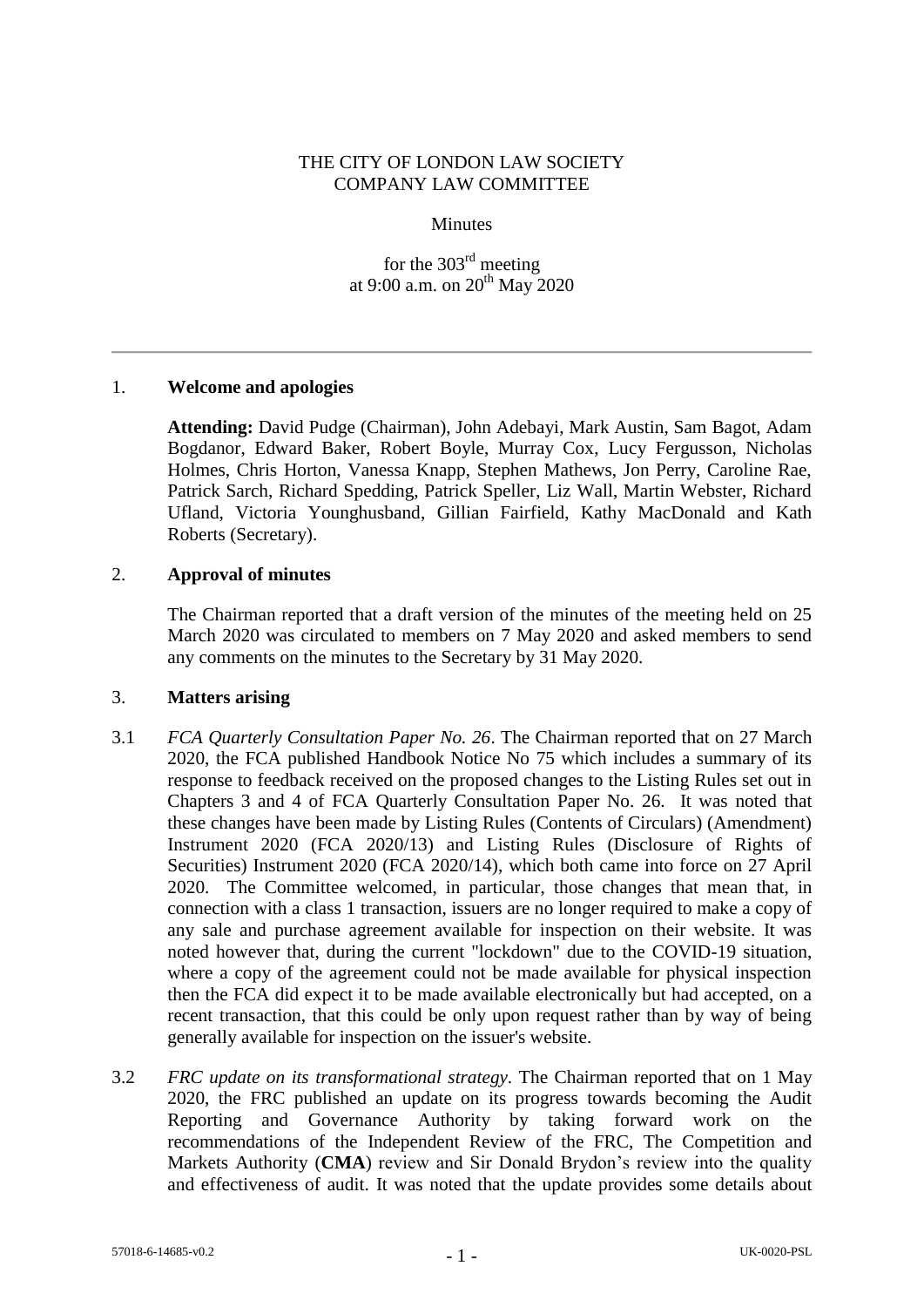# THE CITY OF LONDON LAW SOCIETY
# COMPANY LAW COMMITTEE

Minutes

for the 303rd meeting
at 9:00 a.m. on 20th May 2020

---

## 1. Welcome and apologies

**Attending:** David Pudge (Chairman), John Adebayi, Mark Austin, Sam Bagot, Adam Bogdanor, Edward Baker, Robert Boyle, Murray Cox, Lucy Fergusson, Nicholas Holmes, Chris Horton, Vanessa Knapp, Stephen Mathews, Jon Perry, Caroline Rae, Patrick Sarch, Richard Spedding, Patrick Speller, Liz Wall, Martin Webster, Richard Ufland, Victoria Younghusband, Gillian Fairfield, Kathy MacDonald and Kath Roberts (Secretary).

## 2. Approval of minutes

The Chairman reported that a draft version of the minutes of the meeting held on 25 March 2020 was circulated to members on 7 May 2020 and asked members to send any comments on the minutes to the Secretary by 31 May 2020.

## 3. Matters arising

3.1 *FCA Quarterly Consultation Paper No. 26*. The Chairman reported that on 27 March 2020, the FCA published Handbook Notice No 75 which includes a summary of its response to feedback received on the proposed changes to the Listing Rules set out in Chapters 3 and 4 of FCA Quarterly Consultation Paper No. 26. It was noted that these changes have been made by Listing Rules (Contents of Circulars) (Amendment) Instrument 2020 (FCA 2020/13) and Listing Rules (Disclosure of Rights of Securities) Instrument 2020 (FCA 2020/14), which both came into force on 27 April 2020. The Committee welcomed, in particular, those changes that mean that, in connection with a class 1 transaction, issuers are no longer required to make a copy of any sale and purchase agreement available for inspection on their website. It was noted however that, during the current "lockdown" due to the COVID-19 situation, where a copy of the agreement could not be made available for physical inspection then the FCA did expect it to be made available electronically but had accepted, on a recent transaction, that this could be only upon request rather than by way of being generally available for inspection on the issuer's website.

3.2 *FRC update on its transformational strategy*. The Chairman reported that on 1 May 2020, the FRC published an update on its progress towards becoming the Audit Reporting and Governance Authority by taking forward work on the recommendations of the Independent Review of the FRC, The Competition and Markets Authority (**CMA**) review and Sir Donald Brydon's review into the quality and effectiveness of audit. It was noted that the update provides some details about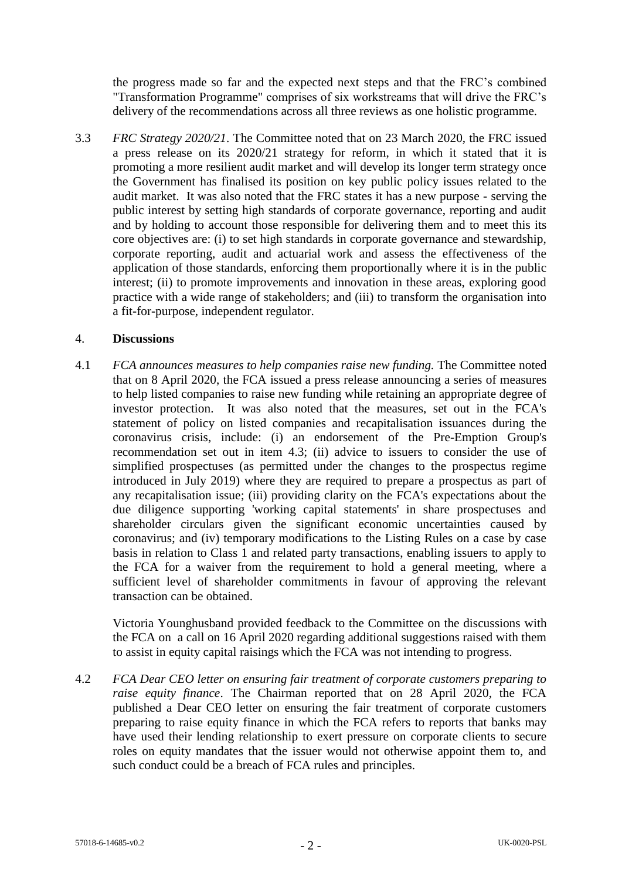the progress made so far and the expected next steps and that the FRC's combined "Transformation Programme" comprises of six workstreams that will drive the FRC's delivery of the recommendations across all three reviews as one holistic programme.

3.3 *FRC Strategy 2020/21*. The Committee noted that on 23 March 2020, the FRC issued a press release on its 2020/21 strategy for reform, in which it stated that it is promoting a more resilient audit market and will develop its longer term strategy once the Government has finalised its position on key public policy issues related to the audit market. It was also noted that the FRC states it has a new purpose - serving the public interest by setting high standards of corporate governance, reporting and audit and by holding to account those responsible for delivering them and to meet this its core objectives are: (i) to set high standards in corporate governance and stewardship, corporate reporting, audit and actuarial work and assess the effectiveness of the application of those standards, enforcing them proportionally where it is in the public interest; (ii) to promote improvements and innovation in these areas, exploring good practice with a wide range of stakeholders; and (iii) to transform the organisation into a fit-for-purpose, independent regulator.

## 4. **Discussions**

4.1 *FCA announces measures to help companies raise new funding.* The Committee noted that on 8 April 2020, the FCA issued a press release announcing a series of measures to help listed companies to raise new funding while retaining an appropriate degree of investor protection. It was also noted that the measures, set out in the FCA's statement of policy on listed companies and recapitalisation issuances during the coronavirus crisis, include: (i) an endorsement of the Pre-Emption Group's recommendation set out in item 4.3; (ii) advice to issuers to consider the use of simplified prospectuses (as permitted under the changes to the prospectus regime introduced in July 2019) where they are required to prepare a prospectus as part of any recapitalisation issue; (iii) providing clarity on the FCA's expectations about the due diligence supporting 'working capital statements' in share prospectuses and shareholder circulars given the significant economic uncertainties caused by coronavirus; and (iv) temporary modifications to the Listing Rules on a case by case basis in relation to Class 1 and related party transactions, enabling issuers to apply to the FCA for a waiver from the requirement to hold a general meeting, where a sufficient level of shareholder commitments in favour of approving the relevant transaction can be obtained.

Victoria Younghusband provided feedback to the Committee on the discussions with the FCA on a call on 16 April 2020 regarding additional suggestions raised with them to assist in equity capital raisings which the FCA was not intending to progress.

4.2 *FCA Dear CEO letter on ensuring fair treatment of corporate customers preparing to raise equity finance*. The Chairman reported that on 28 April 2020, the FCA published a Dear CEO letter on ensuring the fair treatment of corporate customers preparing to raise equity finance in which the FCA refers to reports that banks may have used their lending relationship to exert pressure on corporate clients to secure roles on equity mandates that the issuer would not otherwise appoint them to, and such conduct could be a breach of FCA rules and principles.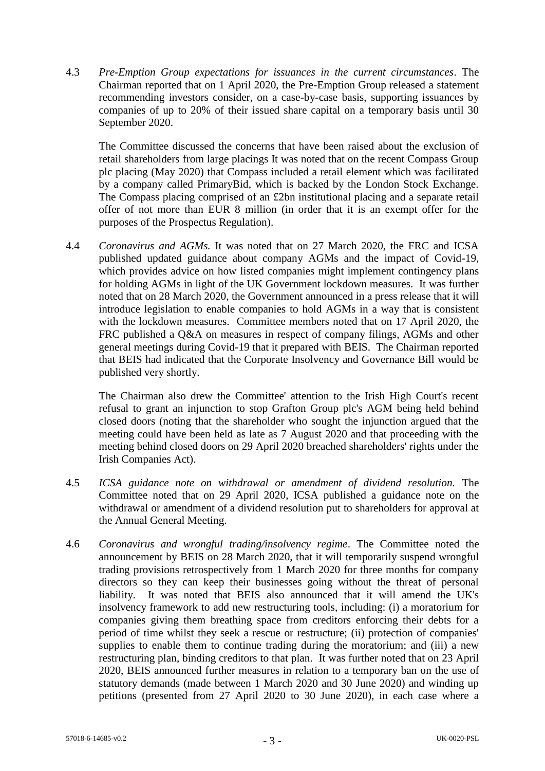4.3 *Pre-Emption Group expectations for issuances in the current circumstances*. The Chairman reported that on 1 April 2020, the Pre-Emption Group released a statement recommending investors consider, on a case-by-case basis, supporting issuances by companies of up to 20% of their issued share capital on a temporary basis until 30 September 2020.

The Committee discussed the concerns that have been raised about the exclusion of retail shareholders from large placings It was noted that on the recent Compass Group plc placing (May 2020) that Compass included a retail element which was facilitated by a company called PrimaryBid, which is backed by the London Stock Exchange. The Compass placing comprised of an £2bn institutional placing and a separate retail offer of not more than EUR 8 million (in order that it is an exempt offer for the purposes of the Prospectus Regulation).

4.4 *Coronavirus and AGMs.* It was noted that on 27 March 2020, the FRC and ICSA published updated guidance about company AGMs and the impact of Covid-19, which provides advice on how listed companies might implement contingency plans for holding AGMs in light of the UK Government lockdown measures. It was further noted that on 28 March 2020, the Government announced in a press release that it will introduce legislation to enable companies to hold AGMs in a way that is consistent with the lockdown measures. Committee members noted that on 17 April 2020, the FRC published a Q&A on measures in respect of company filings, AGMs and other general meetings during Covid-19 that it prepared with BEIS. The Chairman reported that BEIS had indicated that the Corporate Insolvency and Governance Bill would be published very shortly.

The Chairman also drew the Committee' attention to the Irish High Court's recent refusal to grant an injunction to stop Grafton Group plc's AGM being held behind closed doors (noting that the shareholder who sought the injunction argued that the meeting could have been held as late as 7 August 2020 and that proceeding with the meeting behind closed doors on 29 April 2020 breached shareholders' rights under the Irish Companies Act).

4.5 *ICSA guidance note on withdrawal or amendment of dividend resolution.* The Committee noted that on 29 April 2020, ICSA published a guidance note on the withdrawal or amendment of a dividend resolution put to shareholders for approval at the Annual General Meeting.

4.6 *Coronavirus and wrongful trading/insolvency regime*. The Committee noted the announcement by BEIS on 28 March 2020, that it will temporarily suspend wrongful trading provisions retrospectively from 1 March 2020 for three months for company directors so they can keep their businesses going without the threat of personal liability. It was noted that BEIS also announced that it will amend the UK's insolvency framework to add new restructuring tools, including: (i) a moratorium for companies giving them breathing space from creditors enforcing their debts for a period of time whilst they seek a rescue or restructure; (ii) protection of companies' supplies to enable them to continue trading during the moratorium; and (iii) a new restructuring plan, binding creditors to that plan. It was further noted that on 23 April 2020, BEIS announced further measures in relation to a temporary ban on the use of statutory demands (made between 1 March 2020 and 30 June 2020) and winding up petitions (presented from 27 April 2020 to 30 June 2020), in each case where a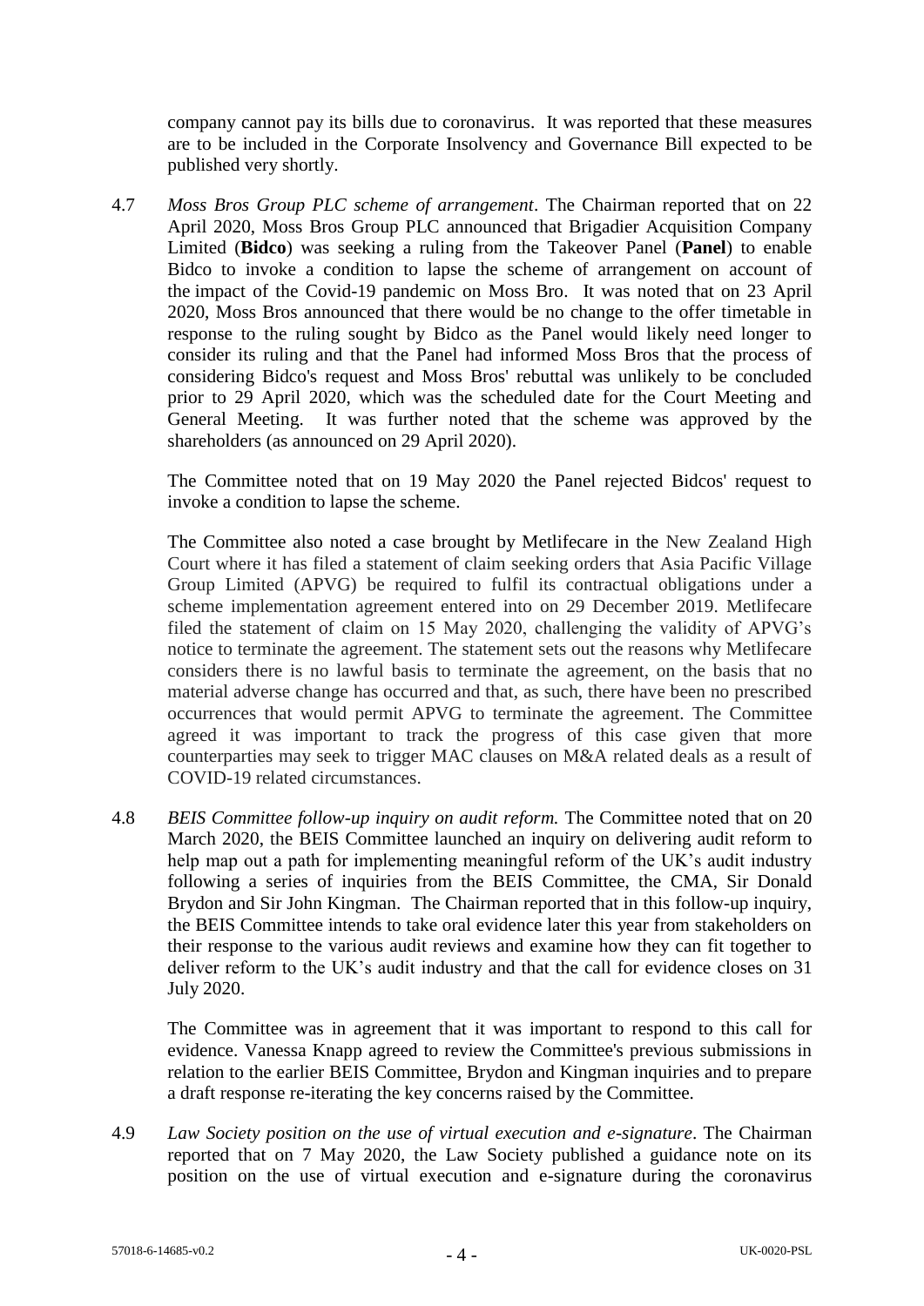company cannot pay its bills due to coronavirus. It was reported that these measures are to be included in the Corporate Insolvency and Governance Bill expected to be published very shortly.

4.7 *Moss Bros Group PLC scheme of arrangement*. The Chairman reported that on 22 April 2020, Moss Bros Group PLC announced that Brigadier Acquisition Company Limited (**Bidco**) was seeking a ruling from the Takeover Panel (**Panel**) to enable Bidco to invoke a condition to lapse the scheme of arrangement on account of the impact of the Covid-19 pandemic on Moss Bro. It was noted that on 23 April 2020, Moss Bros announced that there would be no change to the offer timetable in response to the ruling sought by Bidco as the Panel would likely need longer to consider its ruling and that the Panel had informed Moss Bros that the process of considering Bidco's request and Moss Bros' rebuttal was unlikely to be concluded prior to 29 April 2020, which was the scheduled date for the Court Meeting and General Meeting. It was further noted that the scheme was approved by the shareholders (as announced on 29 April 2020).

The Committee noted that on 19 May 2020 the Panel rejected Bidcos' request to invoke a condition to lapse the scheme.

The Committee also noted a case brought by Metlifecare in the New Zealand High Court where it has filed a statement of claim seeking orders that Asia Pacific Village Group Limited (APVG) be required to fulfil its contractual obligations under a scheme implementation agreement entered into on 29 December 2019. Metlifecare filed the statement of claim on 15 May 2020, challenging the validity of APVG's notice to terminate the agreement. The statement sets out the reasons why Metlifecare considers there is no lawful basis to terminate the agreement, on the basis that no material adverse change has occurred and that, as such, there have been no prescribed occurrences that would permit APVG to terminate the agreement. The Committee agreed it was important to track the progress of this case given that more counterparties may seek to trigger MAC clauses on M&A related deals as a result of COVID-19 related circumstances.

4.8 *BEIS Committee follow-up inquiry on audit reform.* The Committee noted that on 20 March 2020, the BEIS Committee launched an inquiry on delivering audit reform to help map out a path for implementing meaningful reform of the UK's audit industry following a series of inquiries from the BEIS Committee, the CMA, Sir Donald Brydon and Sir John Kingman. The Chairman reported that in this follow-up inquiry, the BEIS Committee intends to take oral evidence later this year from stakeholders on their response to the various audit reviews and examine how they can fit together to deliver reform to the UK's audit industry and that the call for evidence closes on 31 July 2020.

The Committee was in agreement that it was important to respond to this call for evidence. Vanessa Knapp agreed to review the Committee's previous submissions in relation to the earlier BEIS Committee, Brydon and Kingman inquiries and to prepare a draft response re-iterating the key concerns raised by the Committee.

4.9 *Law Society position on the use of virtual execution and e-signature*. The Chairman reported that on 7 May 2020, the Law Society published a guidance note on its position on the use of virtual execution and e-signature during the coronavirus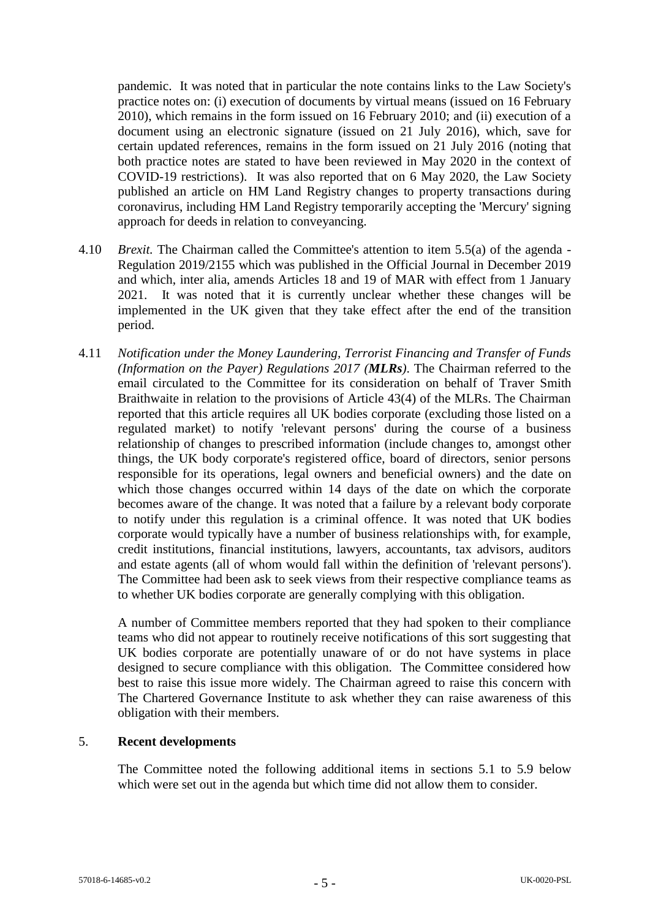pandemic. It was noted that in particular the note contains links to the Law Society's practice notes on: (i) execution of documents by virtual means (issued on 16 February 2010), which remains in the form issued on 16 February 2010; and (ii) execution of a document using an electronic signature (issued on 21 July 2016), which, save for certain updated references, remains in the form issued on 21 July 2016 (noting that both practice notes are stated to have been reviewed in May 2020 in the context of COVID-19 restrictions). It was also reported that on 6 May 2020, the Law Society published an article on HM Land Registry changes to property transactions during coronavirus, including HM Land Registry temporarily accepting the 'Mercury' signing approach for deeds in relation to conveyancing.

4.10 *Brexit.* The Chairman called the Committee's attention to item 5.5(a) of the agenda - Regulation 2019/2155 which was published in the Official Journal in December 2019 and which, inter alia, amends Articles 18 and 19 of MAR with effect from 1 January 2021. It was noted that it is currently unclear whether these changes will be implemented in the UK given that they take effect after the end of the transition period.

4.11 *Notification under the Money Laundering, Terrorist Financing and Transfer of Funds (Information on the Payer) Regulations 2017 (**MLRs**).* The Chairman referred to the email circulated to the Committee for its consideration on behalf of Traver Smith Braithwaite in relation to the provisions of Article 43(4) of the MLRs. The Chairman reported that this article requires all UK bodies corporate (excluding those listed on a regulated market) to notify 'relevant persons' during the course of a business relationship of changes to prescribed information (include changes to, amongst other things, the UK body corporate's registered office, board of directors, senior persons responsible for its operations, legal owners and beneficial owners) and the date on which those changes occurred within 14 days of the date on which the corporate becomes aware of the change. It was noted that a failure by a relevant body corporate to notify under this regulation is a criminal offence. It was noted that UK bodies corporate would typically have a number of business relationships with, for example, credit institutions, financial institutions, lawyers, accountants, tax advisors, auditors and estate agents (all of whom would fall within the definition of 'relevant persons'). The Committee had been ask to seek views from their respective compliance teams as to whether UK bodies corporate are generally complying with this obligation.

A number of Committee members reported that they had spoken to their compliance teams who did not appear to routinely receive notifications of this sort suggesting that UK bodies corporate are potentially unaware of or do not have systems in place designed to secure compliance with this obligation. The Committee considered how best to raise this issue more widely. The Chairman agreed to raise this concern with The Chartered Governance Institute to ask whether they can raise awareness of this obligation with their members.

## 5. Recent developments

The Committee noted the following additional items in sections 5.1 to 5.9 below which were set out in the agenda but which time did not allow them to consider.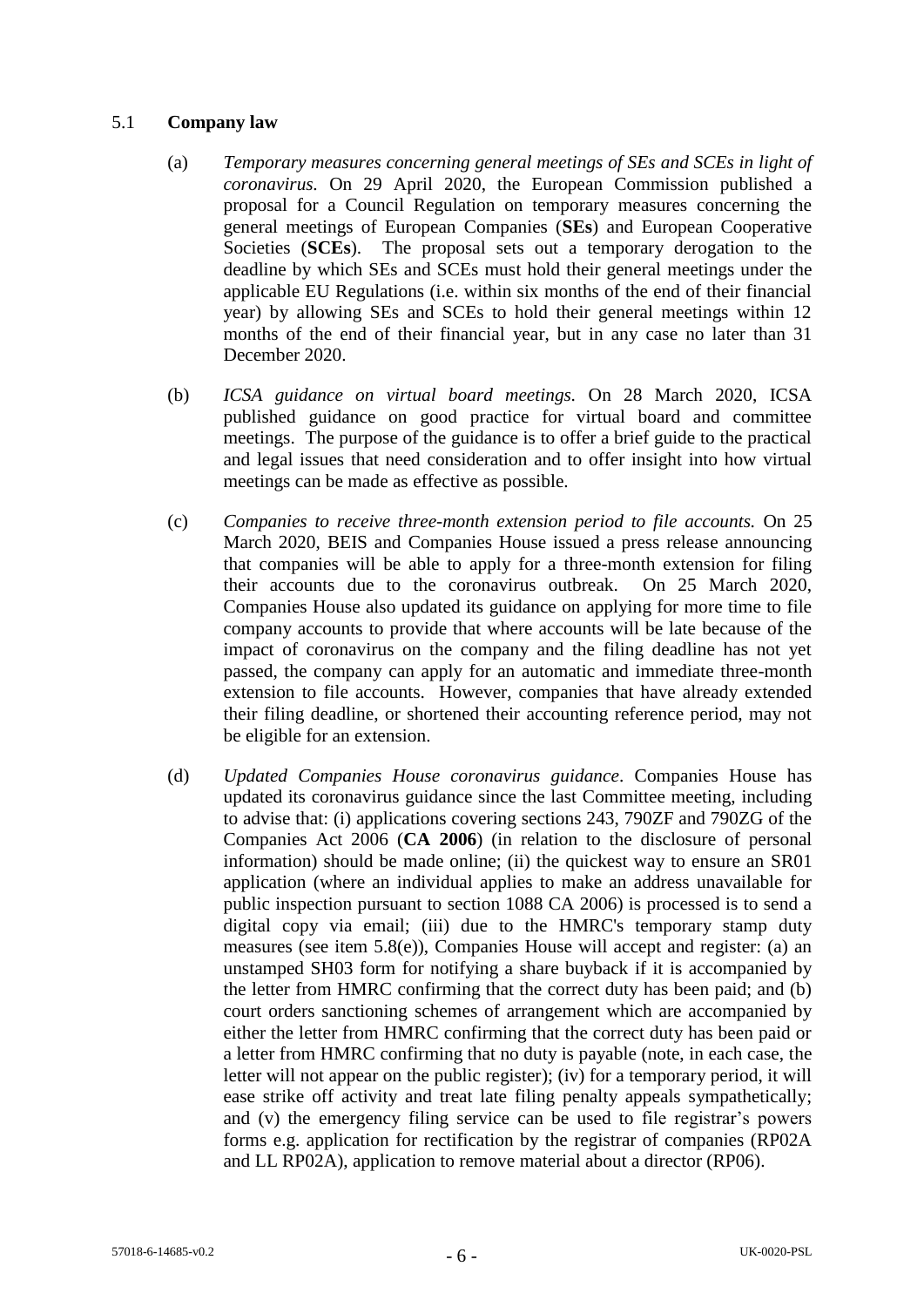## 5.1 **Company law**

(a) *Temporary measures concerning general meetings of SEs and SCEs in light of coronavirus.* On 29 April 2020, the European Commission published a proposal for a Council Regulation on temporary measures concerning the general meetings of European Companies (**SEs**) and European Cooperative Societies (**SCEs**). The proposal sets out a temporary derogation to the deadline by which SEs and SCEs must hold their general meetings under the applicable EU Regulations (i.e. within six months of the end of their financial year) by allowing SEs and SCEs to hold their general meetings within 12 months of the end of their financial year, but in any case no later than 31 December 2020.

(b) *ICSA guidance on virtual board meetings.* On 28 March 2020, ICSA published guidance on good practice for virtual board and committee meetings. The purpose of the guidance is to offer a brief guide to the practical and legal issues that need consideration and to offer insight into how virtual meetings can be made as effective as possible.

(c) *Companies to receive three-month extension period to file accounts.* On 25 March 2020, BEIS and Companies House issued a press release announcing that companies will be able to apply for a three-month extension for filing their accounts due to the coronavirus outbreak. On 25 March 2020, Companies House also updated its guidance on applying for more time to file company accounts to provide that where accounts will be late because of the impact of coronavirus on the company and the filing deadline has not yet passed, the company can apply for an automatic and immediate three-month extension to file accounts. However, companies that have already extended their filing deadline, or shortened their accounting reference period, may not be eligible for an extension.

(d) *Updated Companies House coronavirus guidance*. Companies House has updated its coronavirus guidance since the last Committee meeting, including to advise that: (i) applications covering sections 243, 790ZF and 790ZG of the Companies Act 2006 (**CA 2006**) (in relation to the disclosure of personal information) should be made online; (ii) the quickest way to ensure an SR01 application (where an individual applies to make an address unavailable for public inspection pursuant to section 1088 CA 2006) is processed is to send a digital copy via email; (iii) due to the HMRC's temporary stamp duty measures (see item 5.8(e)), Companies House will accept and register: (a) an unstamped SH03 form for notifying a share buyback if it is accompanied by the letter from HMRC confirming that the correct duty has been paid; and (b) court orders sanctioning schemes of arrangement which are accompanied by either the letter from HMRC confirming that the correct duty has been paid or a letter from HMRC confirming that no duty is payable (note, in each case, the letter will not appear on the public register); (iv) for a temporary period, it will ease strike off activity and treat late filing penalty appeals sympathetically; and (v) the emergency filing service can be used to file registrar's powers forms e.g. application for rectification by the registrar of companies (RP02A and LL RP02A), application to remove material about a director (RP06).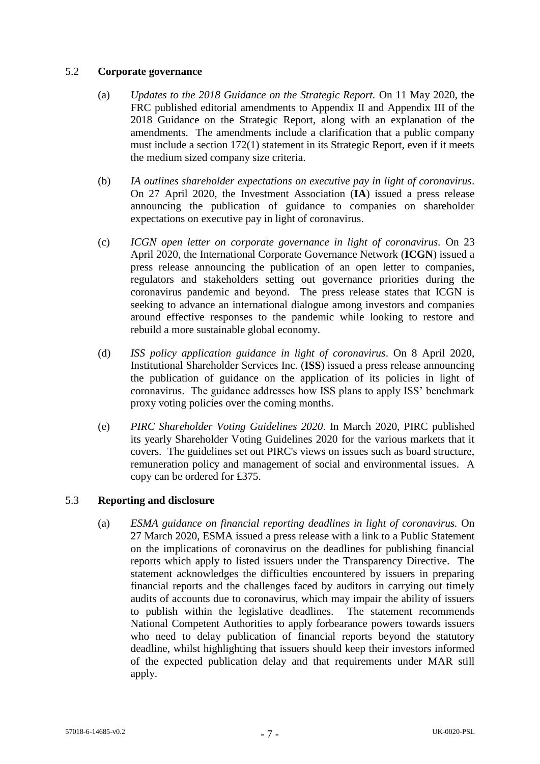## 5.2 **Corporate governance**

(a) *Updates to the 2018 Guidance on the Strategic Report.* On 11 May 2020, the FRC published editorial amendments to Appendix II and Appendix III of the 2018 Guidance on the Strategic Report, along with an explanation of the amendments. The amendments include a clarification that a public company must include a section 172(1) statement in its Strategic Report, even if it meets the medium sized company size criteria.

(b) *IA outlines shareholder expectations on executive pay in light of coronavirus*. On 27 April 2020, the Investment Association (**IA**) issued a press release announcing the publication of guidance to companies on shareholder expectations on executive pay in light of coronavirus.

(c) *ICGN open letter on corporate governance in light of coronavirus.* On 23 April 2020, the International Corporate Governance Network (**ICGN**) issued a press release announcing the publication of an open letter to companies, regulators and stakeholders setting out governance priorities during the coronavirus pandemic and beyond. The press release states that ICGN is seeking to advance an international dialogue among investors and companies around effective responses to the pandemic while looking to restore and rebuild a more sustainable global economy.

(d) *ISS policy application guidance in light of coronavirus*. On 8 April 2020, Institutional Shareholder Services Inc. (**ISS**) issued a press release announcing the publication of guidance on the application of its policies in light of coronavirus. The guidance addresses how ISS plans to apply ISS' benchmark proxy voting policies over the coming months.

(e) *PIRC Shareholder Voting Guidelines 2020*. In March 2020, PIRC published its yearly Shareholder Voting Guidelines 2020 for the various markets that it covers. The guidelines set out PIRC's views on issues such as board structure, remuneration policy and management of social and environmental issues. A copy can be ordered for £375.

## 5.3 **Reporting and disclosure**

(a) *ESMA guidance on financial reporting deadlines in light of coronavirus.* On 27 March 2020, ESMA issued a press release with a link to a Public Statement on the implications of coronavirus on the deadlines for publishing financial reports which apply to listed issuers under the Transparency Directive. The statement acknowledges the difficulties encountered by issuers in preparing financial reports and the challenges faced by auditors in carrying out timely audits of accounts due to coronavirus, which may impair the ability of issuers to publish within the legislative deadlines. The statement recommends National Competent Authorities to apply forbearance powers towards issuers who need to delay publication of financial reports beyond the statutory deadline, whilst highlighting that issuers should keep their investors informed of the expected publication delay and that requirements under MAR still apply.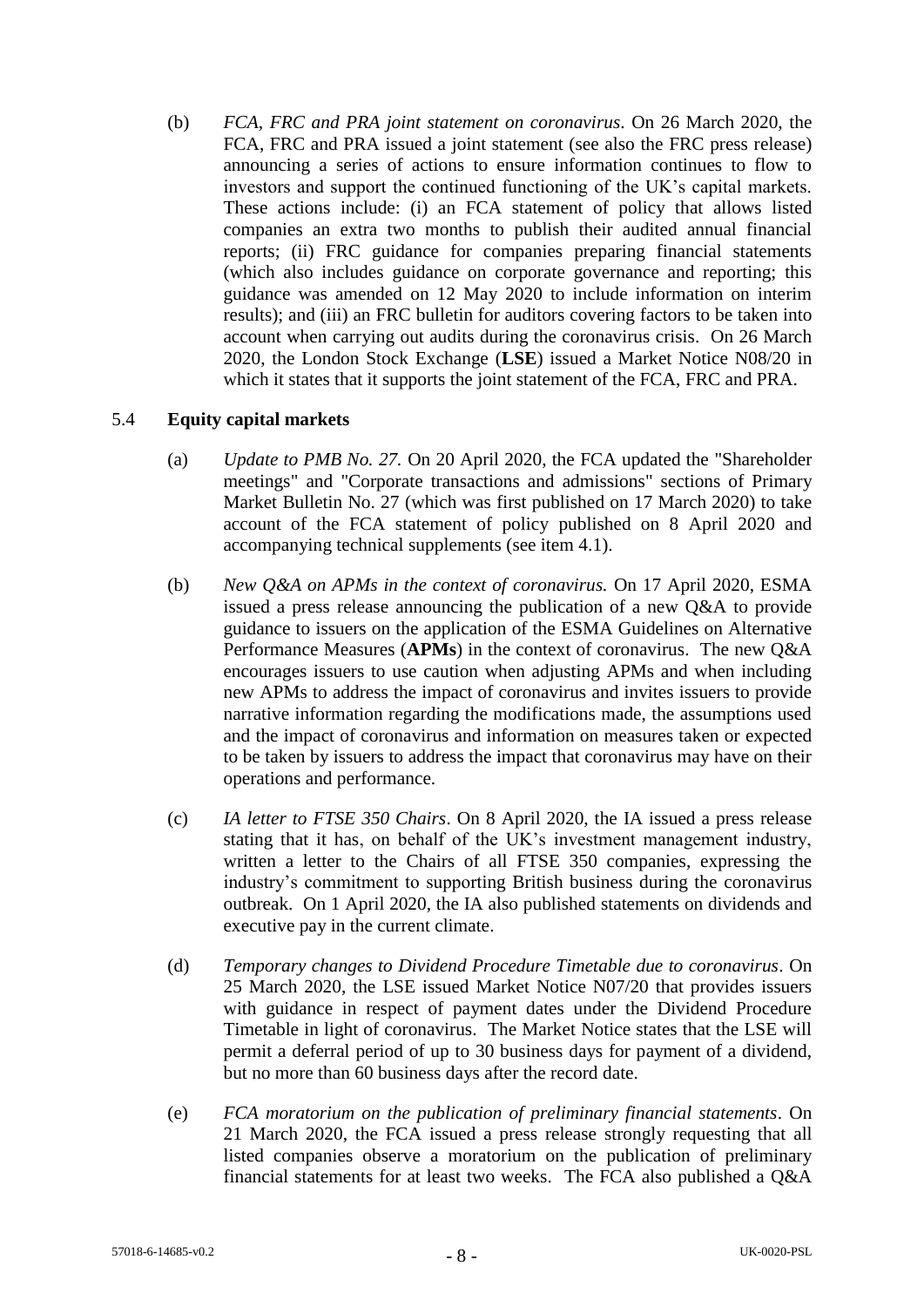(b) *FCA, FRC and PRA joint statement on coronavirus*. On 26 March 2020, the FCA, FRC and PRA issued a joint statement (see also the FRC press release) announcing a series of actions to ensure information continues to flow to investors and support the continued functioning of the UK's capital markets. These actions include: (i) an FCA statement of policy that allows listed companies an extra two months to publish their audited annual financial reports; (ii) FRC guidance for companies preparing financial statements (which also includes guidance on corporate governance and reporting; this guidance was amended on 12 May 2020 to include information on interim results); and (iii) an FRC bulletin for auditors covering factors to be taken into account when carrying out audits during the coronavirus crisis. On 26 March 2020, the London Stock Exchange (**LSE**) issued a Market Notice N08/20 in which it states that it supports the joint statement of the FCA, FRC and PRA.

### 5.4 Equity capital markets

(a) *Update to PMB No. 27.* On 20 April 2020, the FCA updated the "Shareholder meetings" and "Corporate transactions and admissions" sections of Primary Market Bulletin No. 27 (which was first published on 17 March 2020) to take account of the FCA statement of policy published on 8 April 2020 and accompanying technical supplements (see item 4.1).

(b) *New Q&A on APMs in the context of coronavirus.* On 17 April 2020, ESMA issued a press release announcing the publication of a new Q&A to provide guidance to issuers on the application of the ESMA Guidelines on Alternative Performance Measures (**APMs**) in the context of coronavirus. The new Q&A encourages issuers to use caution when adjusting APMs and when including new APMs to address the impact of coronavirus and invites issuers to provide narrative information regarding the modifications made, the assumptions used and the impact of coronavirus and information on measures taken or expected to be taken by issuers to address the impact that coronavirus may have on their operations and performance.

(c) *IA letter to FTSE 350 Chairs*. On 8 April 2020, the IA issued a press release stating that it has, on behalf of the UK's investment management industry, written a letter to the Chairs of all FTSE 350 companies, expressing the industry's commitment to supporting British business during the coronavirus outbreak. On 1 April 2020, the IA also published statements on dividends and executive pay in the current climate.

(d) *Temporary changes to Dividend Procedure Timetable due to coronavirus*. On 25 March 2020, the LSE issued Market Notice N07/20 that provides issuers with guidance in respect of payment dates under the Dividend Procedure Timetable in light of coronavirus. The Market Notice states that the LSE will permit a deferral period of up to 30 business days for payment of a dividend, but no more than 60 business days after the record date.

(e) *FCA moratorium on the publication of preliminary financial statements*. On 21 March 2020, the FCA issued a press release strongly requesting that all listed companies observe a moratorium on the publication of preliminary financial statements for at least two weeks. The FCA also published a Q&A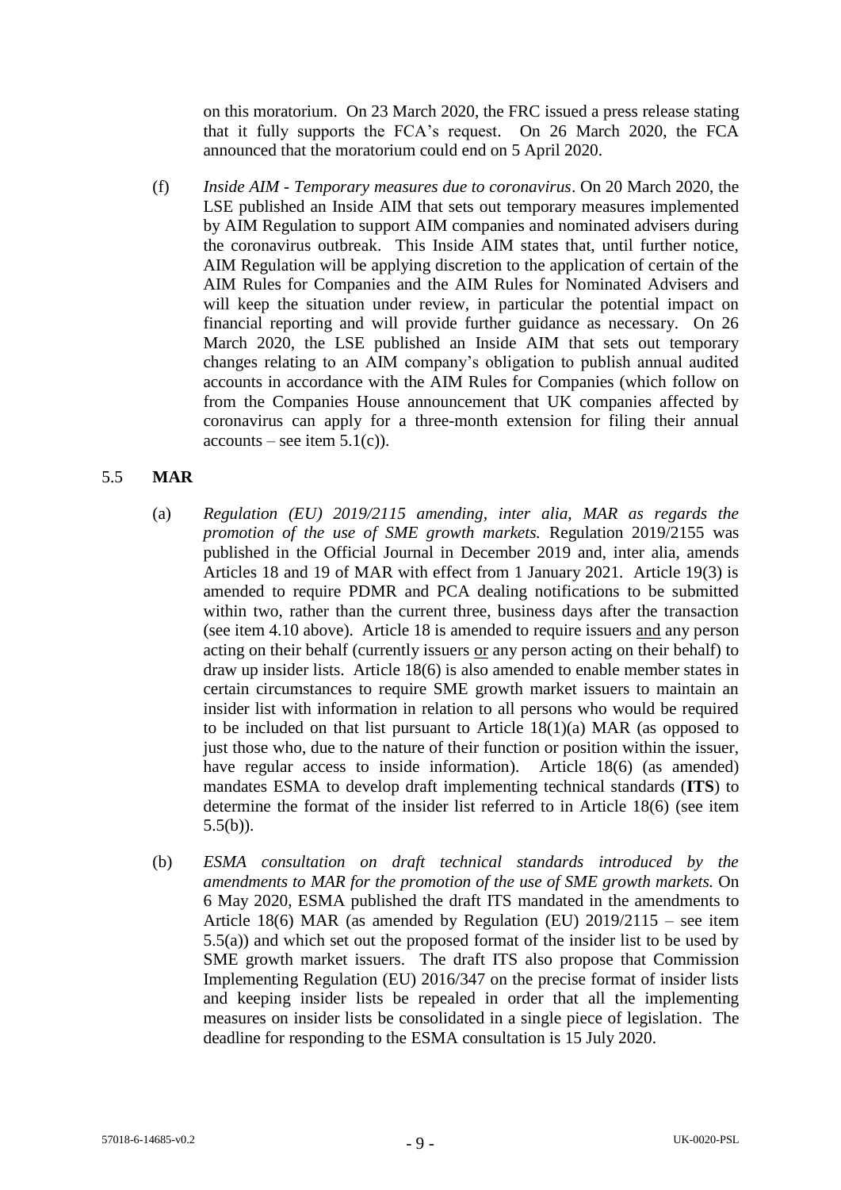on this moratorium. On 23 March 2020, the FRC issued a press release stating that it fully supports the FCA's request. On 26 March 2020, the FCA announced that the moratorium could end on 5 April 2020.

(f) *Inside AIM - Temporary measures due to coronavirus*. On 20 March 2020, the LSE published an Inside AIM that sets out temporary measures implemented by AIM Regulation to support AIM companies and nominated advisers during the coronavirus outbreak. This Inside AIM states that, until further notice, AIM Regulation will be applying discretion to the application of certain of the AIM Rules for Companies and the AIM Rules for Nominated Advisers and will keep the situation under review, in particular the potential impact on financial reporting and will provide further guidance as necessary. On 26 March 2020, the LSE published an Inside AIM that sets out temporary changes relating to an AIM company's obligation to publish annual audited accounts in accordance with the AIM Rules for Companies (which follow on from the Companies House announcement that UK companies affected by coronavirus can apply for a three-month extension for filing their annual accounts – see item 5.1(c)).

## 5.5 **MAR**

(a) *Regulation (EU) 2019/2115 amending, inter alia, MAR as regards the promotion of the use of SME growth markets.* Regulation 2019/2155 was published in the Official Journal in December 2019 and, inter alia, amends Articles 18 and 19 of MAR with effect from 1 January 2021. Article 19(3) is amended to require PDMR and PCA dealing notifications to be submitted within two, rather than the current three, business days after the transaction (see item 4.10 above). Article 18 is amended to require issuers <u>and</u> any person acting on their behalf (currently issuers <u>or</u> any person acting on their behalf) to draw up insider lists. Article 18(6) is also amended to enable member states in certain circumstances to require SME growth market issuers to maintain an insider list with information in relation to all persons who would be required to be included on that list pursuant to Article 18(1)(a) MAR (as opposed to just those who, due to the nature of their function or position within the issuer, have regular access to inside information). Article 18(6) (as amended) mandates ESMA to develop draft implementing technical standards (**ITS**) to determine the format of the insider list referred to in Article 18(6) (see item 5.5(b)).

(b) *ESMA consultation on draft technical standards introduced by the amendments to MAR for the promotion of the use of SME growth markets.* On 6 May 2020, ESMA published the draft ITS mandated in the amendments to Article 18(6) MAR (as amended by Regulation (EU) 2019/2115 – see item 5.5(a)) and which set out the proposed format of the insider list to be used by SME growth market issuers. The draft ITS also propose that Commission Implementing Regulation (EU) 2016/347 on the precise format of insider lists and keeping insider lists be repealed in order that all the implementing measures on insider lists be consolidated in a single piece of legislation. The deadline for responding to the ESMA consultation is 15 July 2020.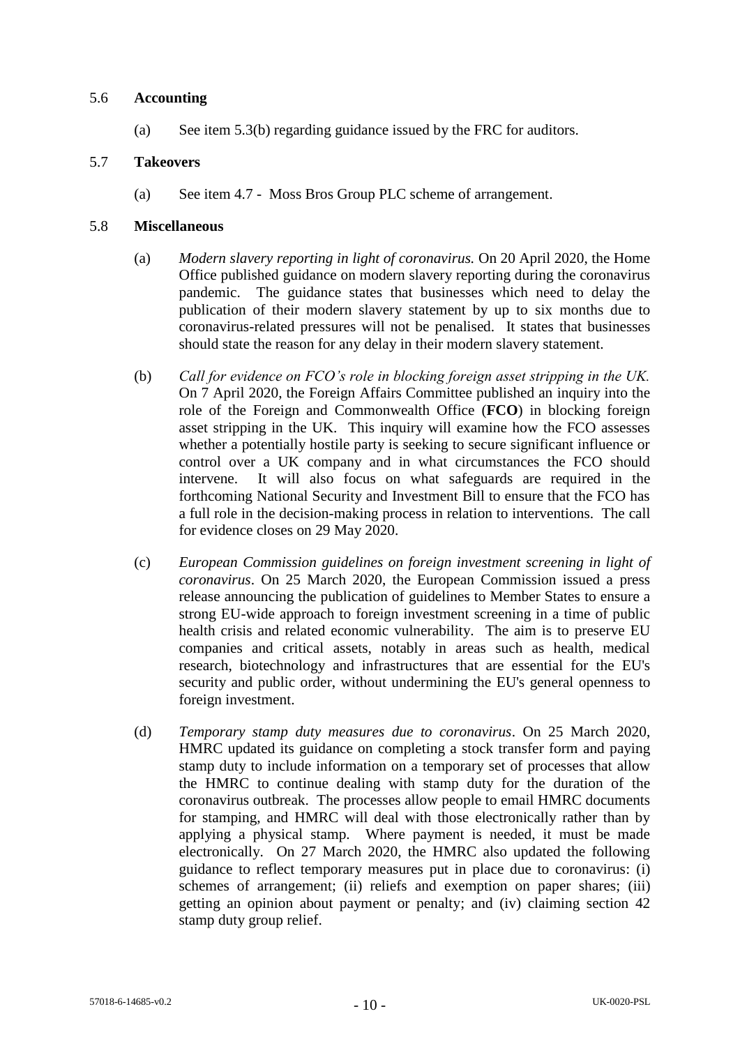## 5.6 **Accounting**

(a) See item 5.3(b) regarding guidance issued by the FRC for auditors.

## 5.7 **Takeovers**

(a) See item 4.7 - Moss Bros Group PLC scheme of arrangement.

## 5.8 **Miscellaneous**

(a) *Modern slavery reporting in light of coronavirus.* On 20 April 2020, the Home Office published guidance on modern slavery reporting during the coronavirus pandemic. The guidance states that businesses which need to delay the publication of their modern slavery statement by up to six months due to coronavirus-related pressures will not be penalised. It states that businesses should state the reason for any delay in their modern slavery statement.

(b) *Call for evidence on FCO's role in blocking foreign asset stripping in the UK.* On 7 April 2020, the Foreign Affairs Committee published an inquiry into the role of the Foreign and Commonwealth Office (**FCO**) in blocking foreign asset stripping in the UK. This inquiry will examine how the FCO assesses whether a potentially hostile party is seeking to secure significant influence or control over a UK company and in what circumstances the FCO should intervene. It will also focus on what safeguards are required in the forthcoming National Security and Investment Bill to ensure that the FCO has a full role in the decision-making process in relation to interventions. The call for evidence closes on 29 May 2020.

(c) *European Commission guidelines on foreign investment screening in light of coronavirus*. On 25 March 2020, the European Commission issued a press release announcing the publication of guidelines to Member States to ensure a strong EU-wide approach to foreign investment screening in a time of public health crisis and related economic vulnerability. The aim is to preserve EU companies and critical assets, notably in areas such as health, medical research, biotechnology and infrastructures that are essential for the EU's security and public order, without undermining the EU's general openness to foreign investment.

(d) *Temporary stamp duty measures due to coronavirus*. On 25 March 2020, HMRC updated its guidance on completing a stock transfer form and paying stamp duty to include information on a temporary set of processes that allow the HMRC to continue dealing with stamp duty for the duration of the coronavirus outbreak. The processes allow people to email HMRC documents for stamping, and HMRC will deal with those electronically rather than by applying a physical stamp. Where payment is needed, it must be made electronically. On 27 March 2020, the HMRC also updated the following guidance to reflect temporary measures put in place due to coronavirus: (i) schemes of arrangement; (ii) reliefs and exemption on paper shares; (iii) getting an opinion about payment or penalty; and (iv) claiming section 42 stamp duty group relief.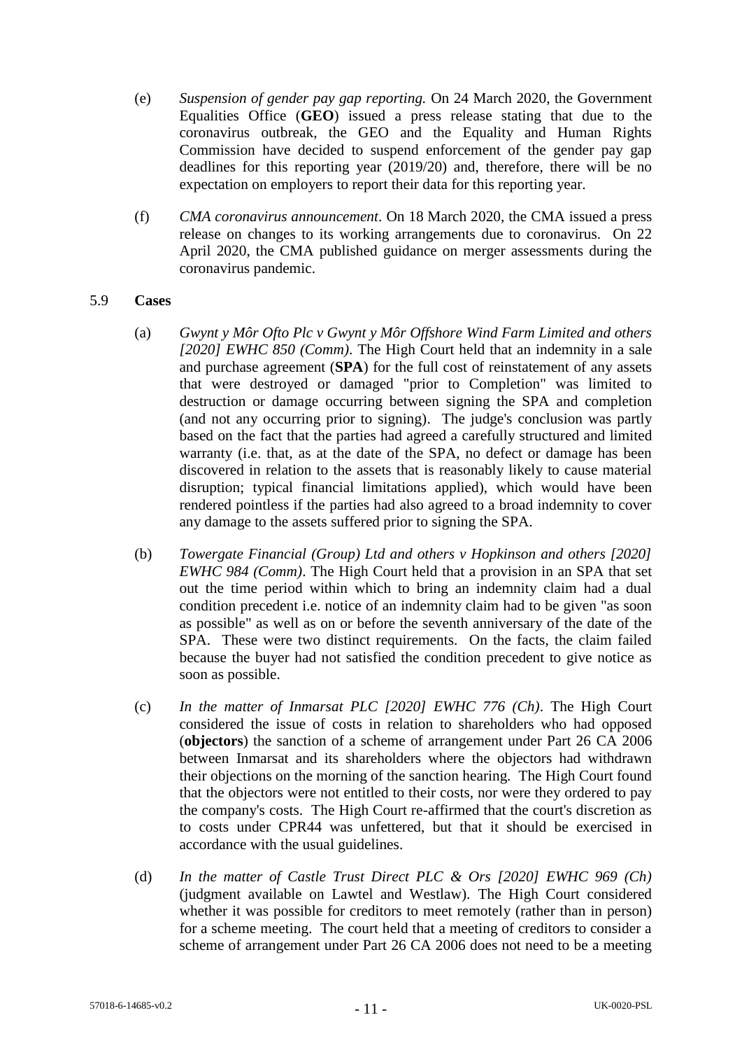(e) *Suspension of gender pay gap reporting.* On 24 March 2020, the Government Equalities Office (**GEO**) issued a press release stating that due to the coronavirus outbreak, the GEO and the Equality and Human Rights Commission have decided to suspend enforcement of the gender pay gap deadlines for this reporting year (2019/20) and, therefore, there will be no expectation on employers to report their data for this reporting year.

(f) *CMA coronavirus announcement*. On 18 March 2020, the CMA issued a press release on changes to its working arrangements due to coronavirus. On 22 April 2020, the CMA published guidance on merger assessments during the coronavirus pandemic.

5.9 **Cases**

(a) *Gwynt y Môr Ofto Plc v Gwynt y Môr Offshore Wind Farm Limited and others [2020] EWHC 850 (Comm)*. The High Court held that an indemnity in a sale and purchase agreement (**SPA**) for the full cost of reinstatement of any assets that were destroyed or damaged "prior to Completion" was limited to destruction or damage occurring between signing the SPA and completion (and not any occurring prior to signing). The judge's conclusion was partly based on the fact that the parties had agreed a carefully structured and limited warranty (i.e. that, as at the date of the SPA, no defect or damage has been discovered in relation to the assets that is reasonably likely to cause material disruption; typical financial limitations applied), which would have been rendered pointless if the parties had also agreed to a broad indemnity to cover any damage to the assets suffered prior to signing the SPA.

(b) *Towergate Financial (Group) Ltd and others v Hopkinson and others [2020] EWHC 984 (Comm)*. The High Court held that a provision in an SPA that set out the time period within which to bring an indemnity claim had a dual condition precedent i.e. notice of an indemnity claim had to be given "as soon as possible" as well as on or before the seventh anniversary of the date of the SPA. These were two distinct requirements. On the facts, the claim failed because the buyer had not satisfied the condition precedent to give notice as soon as possible.

(c) *In the matter of Inmarsat PLC [2020] EWHC 776 (Ch)*. The High Court considered the issue of costs in relation to shareholders who had opposed (**objectors**) the sanction of a scheme of arrangement under Part 26 CA 2006 between Inmarsat and its shareholders where the objectors had withdrawn their objections on the morning of the sanction hearing. The High Court found that the objectors were not entitled to their costs, nor were they ordered to pay the company's costs. The High Court re-affirmed that the court's discretion as to costs under CPR44 was unfettered, but that it should be exercised in accordance with the usual guidelines.

(d) *In the matter of Castle Trust Direct PLC & Ors [2020] EWHC 969 (Ch)* (judgment available on Lawtel and Westlaw). The High Court considered whether it was possible for creditors to meet remotely (rather than in person) for a scheme meeting. The court held that a meeting of creditors to consider a scheme of arrangement under Part 26 CA 2006 does not need to be a meeting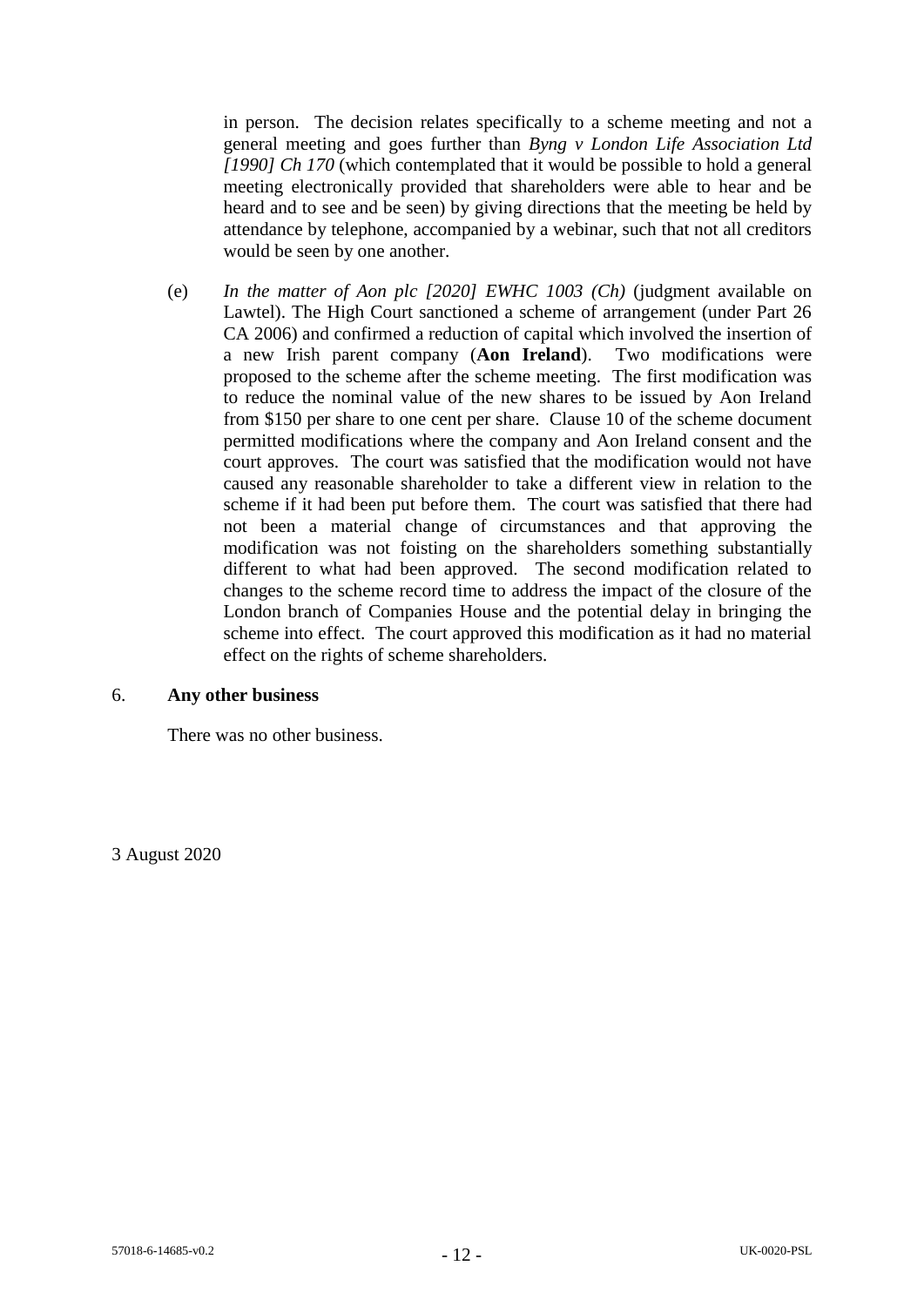in person. The decision relates specifically to a scheme meeting and not a general meeting and goes further than *Byng v London Life Association Ltd [1990] Ch 170* (which contemplated that it would be possible to hold a general meeting electronically provided that shareholders were able to hear and be heard and to see and be seen) by giving directions that the meeting be held by attendance by telephone, accompanied by a webinar, such that not all creditors would be seen by one another.

(e) *In the matter of Aon plc [2020] EWHC 1003 (Ch)* (judgment available on Lawtel). The High Court sanctioned a scheme of arrangement (under Part 26 CA 2006) and confirmed a reduction of capital which involved the insertion of a new Irish parent company (**Aon Ireland**). Two modifications were proposed to the scheme after the scheme meeting. The first modification was to reduce the nominal value of the new shares to be issued by Aon Ireland from $150 per share to one cent per share. Clause 10 of the scheme document permitted modifications where the company and Aon Ireland consent and the court approves. The court was satisfied that the modification would not have caused any reasonable shareholder to take a different view in relation to the scheme if it had been put before them. The court was satisfied that there had not been a material change of circumstances and that approving the modification was not foisting on the shareholders something substantially different to what had been approved. The second modification related to changes to the scheme record time to address the impact of the closure of the London branch of Companies House and the potential delay in bringing the scheme into effect. The court approved this modification as it had no material effect on the rights of scheme shareholders.

6. **Any other business**

There was no other business.

3 August 2020